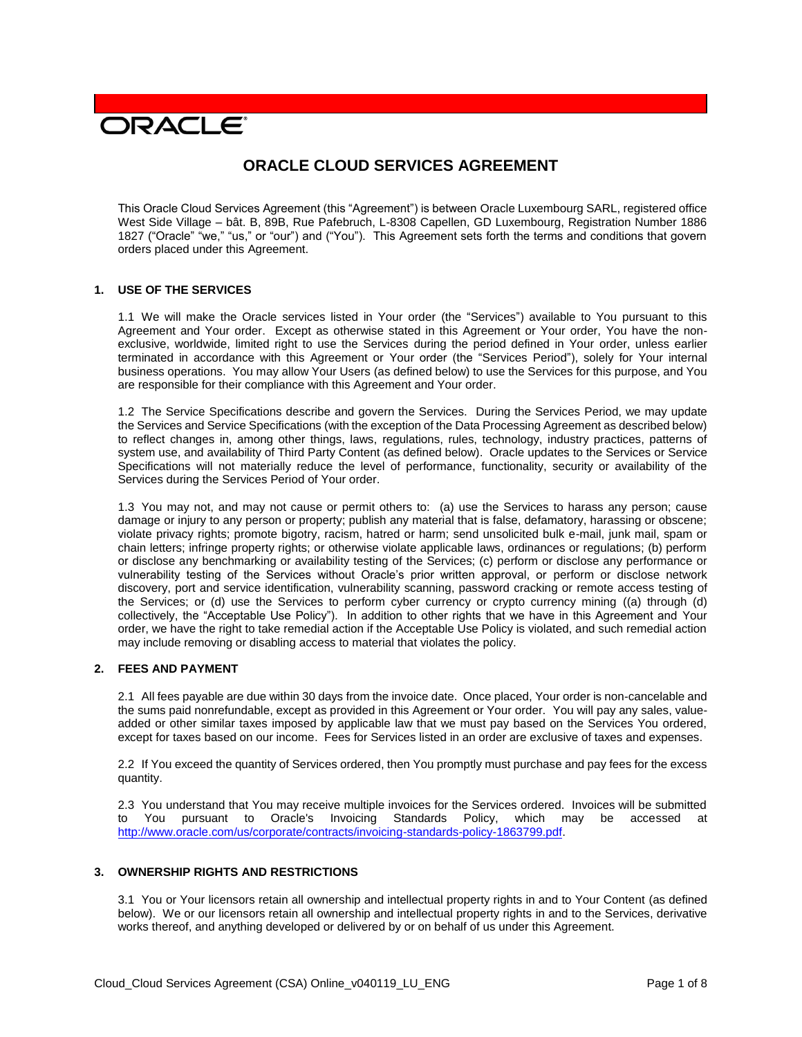ORACLE

# ORACLE CLOUD SERVICES AGREEMENT

This Oracle Cloud Services Agreement (this "Agreement") is between Oracle Luxembourg SARL, registered office West Side Village – bât. B, 89B, Rue Pafebruch, L-8308 Capellen, GD Luxembourg, Registration Number 1886 1827 ("Oracle" "we," "us," or "our") and ("You"). This Agreement sets forth the terms and conditions that govern orders placed under this Agreement.

## 1. USE OF THE SERVICES

1.1 We will make the Oracle services listed in Your order (the "Services") available to You pursuant to this Agreement and Your order. Except as otherwise stated in this Agreement or Your order, You have the non-exclusive, worldwide, limited right to use the Services during the period defined in Your order, unless earlier terminated in accordance with this Agreement or Your order (the "Services Period"), solely for Your internal business operations. You may allow Your Users (as defined below) to use the Services for this purpose, and You are responsible for their compliance with this Agreement and Your order.

1.2 The Service Specifications describe and govern the Services. During the Services Period, we may update the Services and Service Specifications (with the exception of the Data Processing Agreement as described below) to reflect changes in, among other things, laws, regulations, rules, technology, industry practices, patterns of system use, and availability of Third Party Content (as defined below). Oracle updates to the Services or Service Specifications will not materially reduce the level of performance, functionality, security or availability of the Services during the Services Period of Your order.

1.3 You may not, and may not cause or permit others to: (a) use the Services to harass any person; cause damage or injury to any person or property; publish any material that is false, defamatory, harassing or obscene; violate privacy rights; promote bigotry, racism, hatred or harm; send unsolicited bulk e-mail, junk mail, spam or chain letters; infringe property rights; or otherwise violate applicable laws, ordinances or regulations; (b) perform or disclose any benchmarking or availability testing of the Services; (c) perform or disclose any performance or vulnerability testing of the Services without Oracle's prior written approval, or perform or disclose network discovery, port and service identification, vulnerability scanning, password cracking or remote access testing of the Services; or (d) use the Services to perform cyber currency or crypto currency mining ((a) through (d) collectively, the "Acceptable Use Policy"). In addition to other rights that we have in this Agreement and Your order, we have the right to take remedial action if the Acceptable Use Policy is violated, and such remedial action may include removing or disabling access to material that violates the policy.

## 2. FEES AND PAYMENT

2.1 All fees payable are due within 30 days from the invoice date. Once placed, Your order is non-cancelable and the sums paid nonrefundable, except as provided in this Agreement or Your order. You will pay any sales, value-added or other similar taxes imposed by applicable law that we must pay based on the Services You ordered, except for taxes based on our income. Fees for Services listed in an order are exclusive of taxes and expenses.

2.2 If You exceed the quantity of Services ordered, then You promptly must purchase and pay fees for the excess quantity.

2.3 You understand that You may receive multiple invoices for the Services ordered. Invoices will be submitted to You pursuant to Oracle's Invoicing Standards Policy, which may be accessed at http://www.oracle.com/us/corporate/contracts/invoicing-standards-policy-1863799.pdf.

## 3. OWNERSHIP RIGHTS AND RESTRICTIONS

3.1 You or Your licensors retain all ownership and intellectual property rights in and to Your Content (as defined below). We or our licensors retain all ownership and intellectual property rights in and to the Services, derivative works thereof, and anything developed or delivered by or on behalf of us under this Agreement.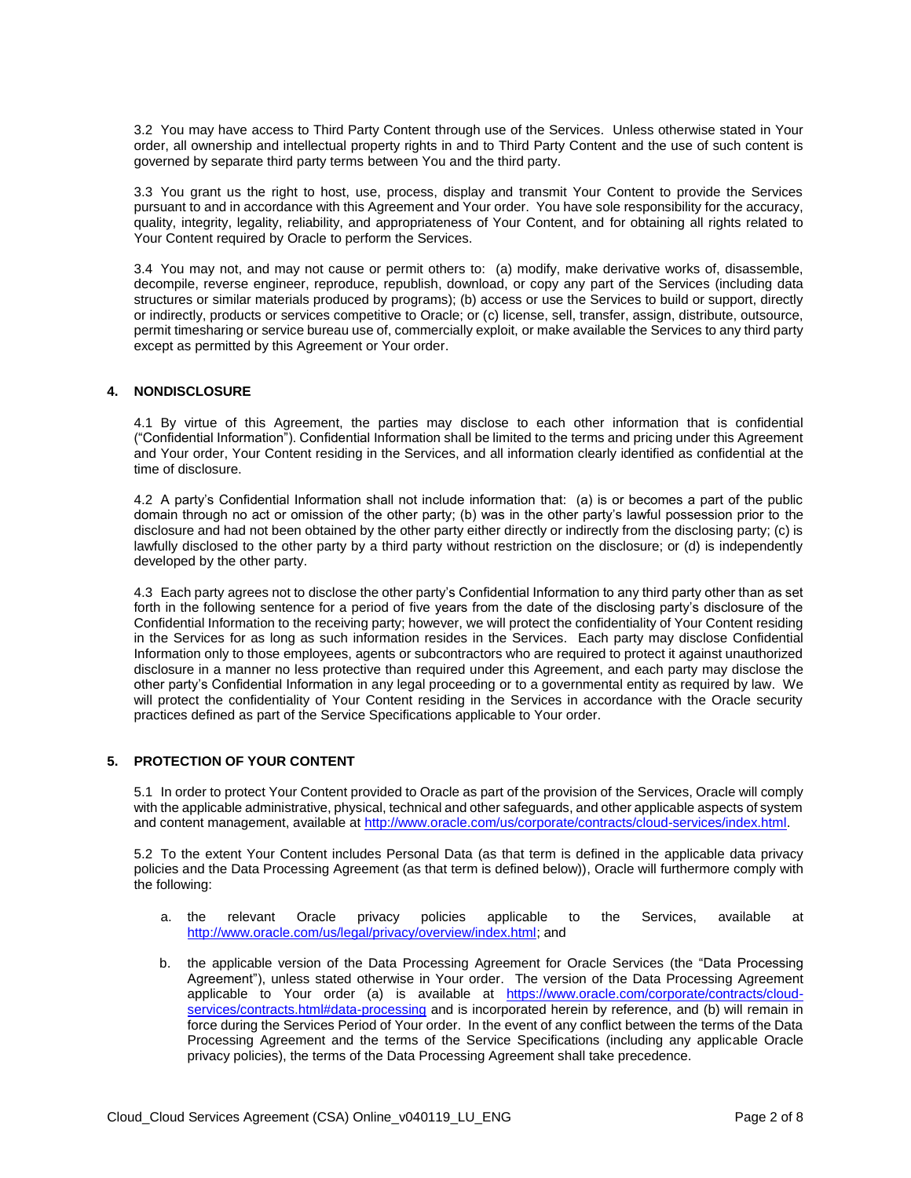3.2 You may have access to Third Party Content through use of the Services. Unless otherwise stated in Your order, all ownership and intellectual property rights in and to Third Party Content and the use of such content is governed by separate third party terms between You and the third party.

3.3 You grant us the right to host, use, process, display and transmit Your Content to provide the Services pursuant to and in accordance with this Agreement and Your order. You have sole responsibility for the accuracy, quality, integrity, legality, reliability, and appropriateness of Your Content, and for obtaining all rights related to Your Content required by Oracle to perform the Services.

3.4 You may not, and may not cause or permit others to: (a) modify, make derivative works of, disassemble, decompile, reverse engineer, reproduce, republish, download, or copy any part of the Services (including data structures or similar materials produced by programs); (b) access or use the Services to build or support, directly or indirectly, products or services competitive to Oracle; or (c) license, sell, transfer, assign, distribute, outsource, permit timesharing or service bureau use of, commercially exploit, or make available the Services to any third party except as permitted by this Agreement or Your order.

## 4. NONDISCLOSURE

4.1 By virtue of this Agreement, the parties may disclose to each other information that is confidential ("Confidential Information"). Confidential Information shall be limited to the terms and pricing under this Agreement and Your order, Your Content residing in the Services, and all information clearly identified as confidential at the time of disclosure.

4.2 A party's Confidential Information shall not include information that: (a) is or becomes a part of the public domain through no act or omission of the other party; (b) was in the other party's lawful possession prior to the disclosure and had not been obtained by the other party either directly or indirectly from the disclosing party; (c) is lawfully disclosed to the other party by a third party without restriction on the disclosure; or (d) is independently developed by the other party.

4.3 Each party agrees not to disclose the other party's Confidential Information to any third party other than as set forth in the following sentence for a period of five years from the date of the disclosing party's disclosure of the Confidential Information to the receiving party; however, we will protect the confidentiality of Your Content residing in the Services for as long as such information resides in the Services. Each party may disclose Confidential Information only to those employees, agents or subcontractors who are required to protect it against unauthorized disclosure in a manner no less protective than required under this Agreement, and each party may disclose the other party's Confidential Information in any legal proceeding or to a governmental entity as required by law. We will protect the confidentiality of Your Content residing in the Services in accordance with the Oracle security practices defined as part of the Service Specifications applicable to Your order.

## 5. PROTECTION OF YOUR CONTENT

5.1 In order to protect Your Content provided to Oracle as part of the provision of the Services, Oracle will comply with the applicable administrative, physical, technical and other safeguards, and other applicable aspects of system and content management, available at http://www.oracle.com/us/corporate/contracts/cloud-services/index.html.

5.2 To the extent Your Content includes Personal Data (as that term is defined in the applicable data privacy policies and the Data Processing Agreement (as that term is defined below)), Oracle will furthermore comply with the following:

a. the relevant Oracle privacy policies applicable to the Services, available at http://www.oracle.com/us/legal/privacy/overview/index.html; and

b. the applicable version of the Data Processing Agreement for Oracle Services (the "Data Processing Agreement"), unless stated otherwise in Your order. The version of the Data Processing Agreement applicable to Your order (a) is available at https://www.oracle.com/corporate/contracts/cloud-services/contracts.html#data-processing and is incorporated herein by reference, and (b) will remain in force during the Services Period of Your order. In the event of any conflict between the terms of the Data Processing Agreement and the terms of the Service Specifications (including any applicable Oracle privacy policies), the terms of the Data Processing Agreement shall take precedence.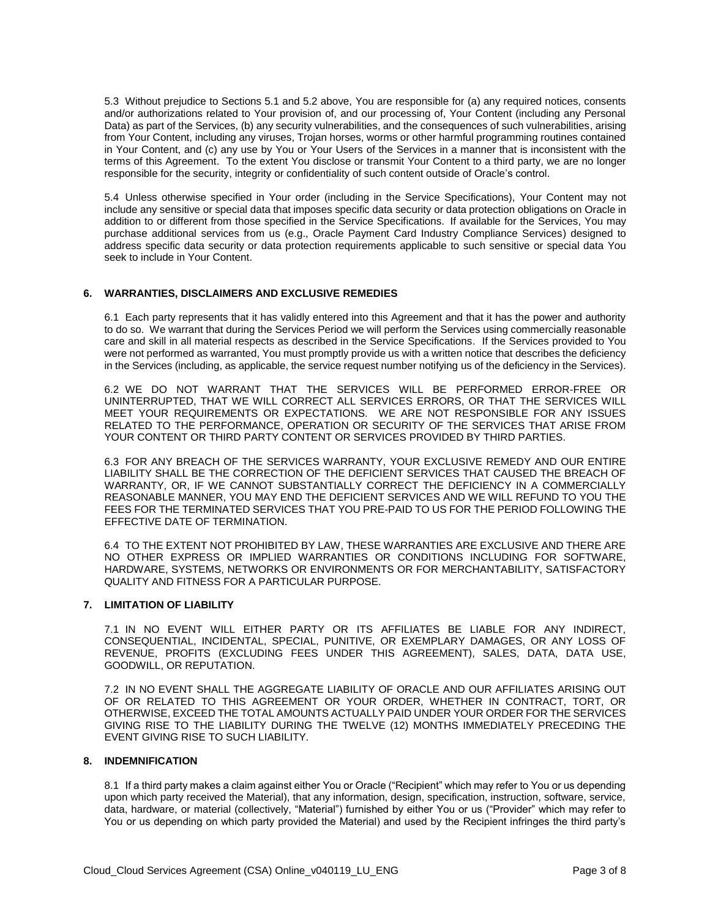5.3 Without prejudice to Sections 5.1 and 5.2 above, You are responsible for (a) any required notices, consents and/or authorizations related to Your provision of, and our processing of, Your Content (including any Personal Data) as part of the Services, (b) any security vulnerabilities, and the consequences of such vulnerabilities, arising from Your Content, including any viruses, Trojan horses, worms or other harmful programming routines contained in Your Content, and (c) any use by You or Your Users of the Services in a manner that is inconsistent with the terms of this Agreement. To the extent You disclose or transmit Your Content to a third party, we are no longer responsible for the security, integrity or confidentiality of such content outside of Oracle's control.

5.4 Unless otherwise specified in Your order (including in the Service Specifications), Your Content may not include any sensitive or special data that imposes specific data security or data protection obligations on Oracle in addition to or different from those specified in the Service Specifications. If available for the Services, You may purchase additional services from us (e.g., Oracle Payment Card Industry Compliance Services) designed to address specific data security or data protection requirements applicable to such sensitive or special data You seek to include in Your Content.

## 6. WARRANTIES, DISCLAIMERS AND EXCLUSIVE REMEDIES

6.1 Each party represents that it has validly entered into this Agreement and that it has the power and authority to do so. We warrant that during the Services Period we will perform the Services using commercially reasonable care and skill in all material respects as described in the Service Specifications. If the Services provided to You were not performed as warranted, You must promptly provide us with a written notice that describes the deficiency in the Services (including, as applicable, the service request number notifying us of the deficiency in the Services).

6.2 WE DO NOT WARRANT THAT THE SERVICES WILL BE PERFORMED ERROR-FREE OR UNINTERRUPTED, THAT WE WILL CORRECT ALL SERVICES ERRORS, OR THAT THE SERVICES WILL MEET YOUR REQUIREMENTS OR EXPECTATIONS. WE ARE NOT RESPONSIBLE FOR ANY ISSUES RELATED TO THE PERFORMANCE, OPERATION OR SECURITY OF THE SERVICES THAT ARISE FROM YOUR CONTENT OR THIRD PARTY CONTENT OR SERVICES PROVIDED BY THIRD PARTIES.

6.3 FOR ANY BREACH OF THE SERVICES WARRANTY, YOUR EXCLUSIVE REMEDY AND OUR ENTIRE LIABILITY SHALL BE THE CORRECTION OF THE DEFICIENT SERVICES THAT CAUSED THE BREACH OF WARRANTY, OR, IF WE CANNOT SUBSTANTIALLY CORRECT THE DEFICIENCY IN A COMMERCIALLY REASONABLE MANNER, YOU MAY END THE DEFICIENT SERVICES AND WE WILL REFUND TO YOU THE FEES FOR THE TERMINATED SERVICES THAT YOU PRE-PAID TO US FOR THE PERIOD FOLLOWING THE EFFECTIVE DATE OF TERMINATION.

6.4 TO THE EXTENT NOT PROHIBITED BY LAW, THESE WARRANTIES ARE EXCLUSIVE AND THERE ARE NO OTHER EXPRESS OR IMPLIED WARRANTIES OR CONDITIONS INCLUDING FOR SOFTWARE, HARDWARE, SYSTEMS, NETWORKS OR ENVIRONMENTS OR FOR MERCHANTABILITY, SATISFACTORY QUALITY AND FITNESS FOR A PARTICULAR PURPOSE.

## 7. LIMITATION OF LIABILITY

7.1 IN NO EVENT WILL EITHER PARTY OR ITS AFFILIATES BE LIABLE FOR ANY INDIRECT, CONSEQUENTIAL, INCIDENTAL, SPECIAL, PUNITIVE, OR EXEMPLARY DAMAGES, OR ANY LOSS OF REVENUE, PROFITS (EXCLUDING FEES UNDER THIS AGREEMENT), SALES, DATA, DATA USE, GOODWILL, OR REPUTATION.

7.2 IN NO EVENT SHALL THE AGGREGATE LIABILITY OF ORACLE AND OUR AFFILIATES ARISING OUT OF OR RELATED TO THIS AGREEMENT OR YOUR ORDER, WHETHER IN CONTRACT, TORT, OR OTHERWISE, EXCEED THE TOTAL AMOUNTS ACTUALLY PAID UNDER YOUR ORDER FOR THE SERVICES GIVING RISE TO THE LIABILITY DURING THE TWELVE (12) MONTHS IMMEDIATELY PRECEDING THE EVENT GIVING RISE TO SUCH LIABILITY.

## 8. INDEMNIFICATION

8.1 If a third party makes a claim against either You or Oracle ("Recipient" which may refer to You or us depending upon which party received the Material), that any information, design, specification, instruction, software, service, data, hardware, or material (collectively, "Material") furnished by either You or us ("Provider" which may refer to You or us depending on which party provided the Material) and used by the Recipient infringes the third party's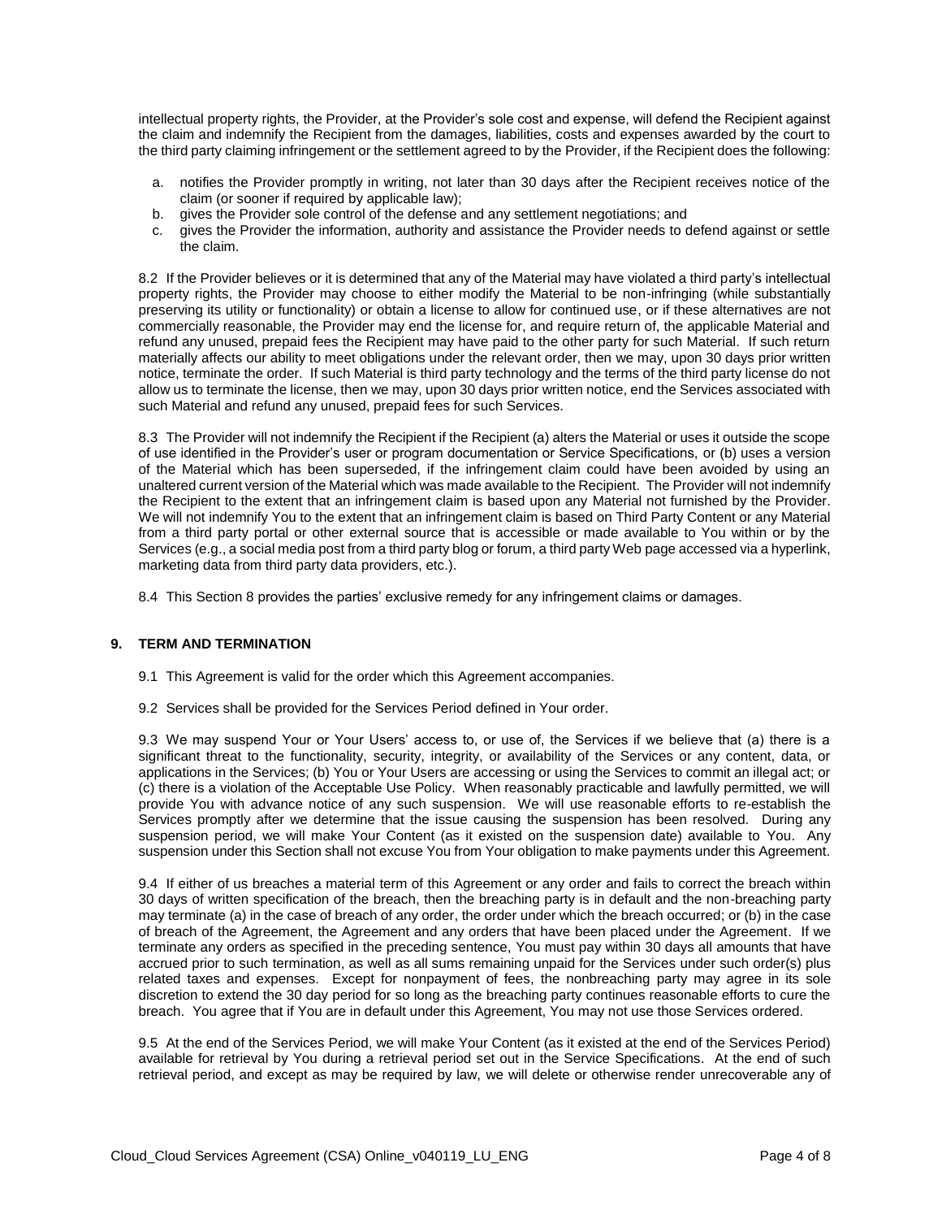intellectual property rights, the Provider, at the Provider's sole cost and expense, will defend the Recipient against the claim and indemnify the Recipient from the damages, liabilities, costs and expenses awarded by the court to the third party claiming infringement or the settlement agreed to by the Provider, if the Recipient does the following:

a. notifies the Provider promptly in writing, not later than 30 days after the Recipient receives notice of the claim (or sooner if required by applicable law);
b. gives the Provider sole control of the defense and any settlement negotiations; and
c. gives the Provider the information, authority and assistance the Provider needs to defend against or settle the claim.

8.2 If the Provider believes or it is determined that any of the Material may have violated a third party's intellectual property rights, the Provider may choose to either modify the Material to be non-infringing (while substantially preserving its utility or functionality) or obtain a license to allow for continued use, or if these alternatives are not commercially reasonable, the Provider may end the license for, and require return of, the applicable Material and refund any unused, prepaid fees the Recipient may have paid to the other party for such Material. If such return materially affects our ability to meet obligations under the relevant order, then we may, upon 30 days prior written notice, terminate the order. If such Material is third party technology and the terms of the third party license do not allow us to terminate the license, then we may, upon 30 days prior written notice, end the Services associated with such Material and refund any unused, prepaid fees for such Services.

8.3 The Provider will not indemnify the Recipient if the Recipient (a) alters the Material or uses it outside the scope of use identified in the Provider's user or program documentation or Service Specifications, or (b) uses a version of the Material which has been superseded, if the infringement claim could have been avoided by using an unaltered current version of the Material which was made available to the Recipient. The Provider will not indemnify the Recipient to the extent that an infringement claim is based upon any Material not furnished by the Provider. We will not indemnify You to the extent that an infringement claim is based on Third Party Content or any Material from a third party portal or other external source that is accessible or made available to You within or by the Services (e.g., a social media post from a third party blog or forum, a third party Web page accessed via a hyperlink, marketing data from third party data providers, etc.).

8.4 This Section 8 provides the parties' exclusive remedy for any infringement claims or damages.

## 9. TERM AND TERMINATION

9.1 This Agreement is valid for the order which this Agreement accompanies.

9.2 Services shall be provided for the Services Period defined in Your order.

9.3 We may suspend Your or Your Users' access to, or use of, the Services if we believe that (a) there is a significant threat to the functionality, security, integrity, or availability of the Services or any content, data, or applications in the Services; (b) You or Your Users are accessing or using the Services to commit an illegal act; or (c) there is a violation of the Acceptable Use Policy. When reasonably practicable and lawfully permitted, we will provide You with advance notice of any such suspension. We will use reasonable efforts to re-establish the Services promptly after we determine that the issue causing the suspension has been resolved. During any suspension period, we will make Your Content (as it existed on the suspension date) available to You. Any suspension under this Section shall not excuse You from Your obligation to make payments under this Agreement.

9.4 If either of us breaches a material term of this Agreement or any order and fails to correct the breach within 30 days of written specification of the breach, then the breaching party is in default and the non-breaching party may terminate (a) in the case of breach of any order, the order under which the breach occurred; or (b) in the case of breach of the Agreement, the Agreement and any orders that have been placed under the Agreement. If we terminate any orders as specified in the preceding sentence, You must pay within 30 days all amounts that have accrued prior to such termination, as well as all sums remaining unpaid for the Services under such order(s) plus related taxes and expenses. Except for nonpayment of fees, the nonbreaching party may agree in its sole discretion to extend the 30 day period for so long as the breaching party continues reasonable efforts to cure the breach. You agree that if You are in default under this Agreement, You may not use those Services ordered.

9.5 At the end of the Services Period, we will make Your Content (as it existed at the end of the Services Period) available for retrieval by You during a retrieval period set out in the Service Specifications. At the end of such retrieval period, and except as may be required by law, we will delete or otherwise render unrecoverable any of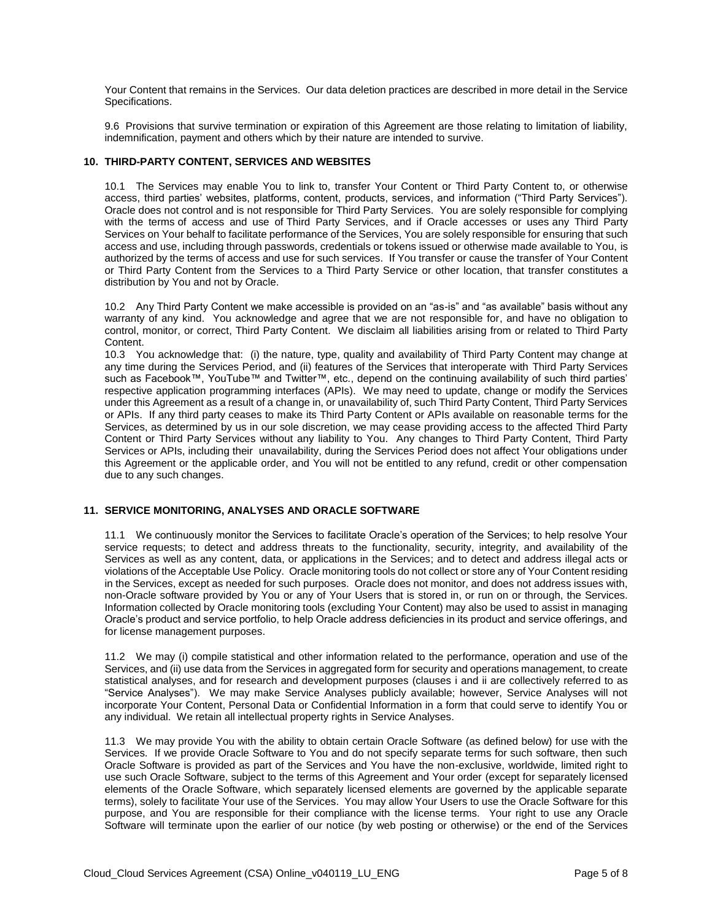Your Content that remains in the Services. Our data deletion practices are described in more detail in the Service Specifications.

9.6 Provisions that survive termination or expiration of this Agreement are those relating to limitation of liability, indemnification, payment and others which by their nature are intended to survive.

## 10. THIRD-PARTY CONTENT, SERVICES AND WEBSITES

10.1 The Services may enable You to link to, transfer Your Content or Third Party Content to, or otherwise access, third parties' websites, platforms, content, products, services, and information ("Third Party Services"). Oracle does not control and is not responsible for Third Party Services. You are solely responsible for complying with the terms of access and use of Third Party Services, and if Oracle accesses or uses any Third Party Services on Your behalf to facilitate performance of the Services, You are solely responsible for ensuring that such access and use, including through passwords, credentials or tokens issued or otherwise made available to You, is authorized by the terms of access and use for such services. If You transfer or cause the transfer of Your Content or Third Party Content from the Services to a Third Party Service or other location, that transfer constitutes a distribution by You and not by Oracle.

10.2 Any Third Party Content we make accessible is provided on an "as-is" and "as available" basis without any warranty of any kind. You acknowledge and agree that we are not responsible for, and have no obligation to control, monitor, or correct, Third Party Content. We disclaim all liabilities arising from or related to Third Party Content.

10.3 You acknowledge that: (i) the nature, type, quality and availability of Third Party Content may change at any time during the Services Period, and (ii) features of the Services that interoperate with Third Party Services such as Facebook™, YouTube™ and Twitter™, etc., depend on the continuing availability of such third parties' respective application programming interfaces (APIs). We may need to update, change or modify the Services under this Agreement as a result of a change in, or unavailability of, such Third Party Content, Third Party Services or APIs. If any third party ceases to make its Third Party Content or APIs available on reasonable terms for the Services, as determined by us in our sole discretion, we may cease providing access to the affected Third Party Content or Third Party Services without any liability to You. Any changes to Third Party Content, Third Party Services or APIs, including their unavailability, during the Services Period does not affect Your obligations under this Agreement or the applicable order, and You will not be entitled to any refund, credit or other compensation due to any such changes.

## 11. SERVICE MONITORING, ANALYSES AND ORACLE SOFTWARE

11.1 We continuously monitor the Services to facilitate Oracle's operation of the Services; to help resolve Your service requests; to detect and address threats to the functionality, security, integrity, and availability of the Services as well as any content, data, or applications in the Services; and to detect and address illegal acts or violations of the Acceptable Use Policy. Oracle monitoring tools do not collect or store any of Your Content residing in the Services, except as needed for such purposes. Oracle does not monitor, and does not address issues with, non-Oracle software provided by You or any of Your Users that is stored in, or run on or through, the Services. Information collected by Oracle monitoring tools (excluding Your Content) may also be used to assist in managing Oracle's product and service portfolio, to help Oracle address deficiencies in its product and service offerings, and for license management purposes.

11.2 We may (i) compile statistical and other information related to the performance, operation and use of the Services, and (ii) use data from the Services in aggregated form for security and operations management, to create statistical analyses, and for research and development purposes (clauses i and ii are collectively referred to as "Service Analyses"). We may make Service Analyses publicly available; however, Service Analyses will not incorporate Your Content, Personal Data or Confidential Information in a form that could serve to identify You or any individual. We retain all intellectual property rights in Service Analyses.

11.3 We may provide You with the ability to obtain certain Oracle Software (as defined below) for use with the Services. If we provide Oracle Software to You and do not specify separate terms for such software, then such Oracle Software is provided as part of the Services and You have the non-exclusive, worldwide, limited right to use such Oracle Software, subject to the terms of this Agreement and Your order (except for separately licensed elements of the Oracle Software, which separately licensed elements are governed by the applicable separate terms), solely to facilitate Your use of the Services. You may allow Your Users to use the Oracle Software for this purpose, and You are responsible for their compliance with the license terms. Your right to use any Oracle Software will terminate upon the earlier of our notice (by web posting or otherwise) or the end of the Services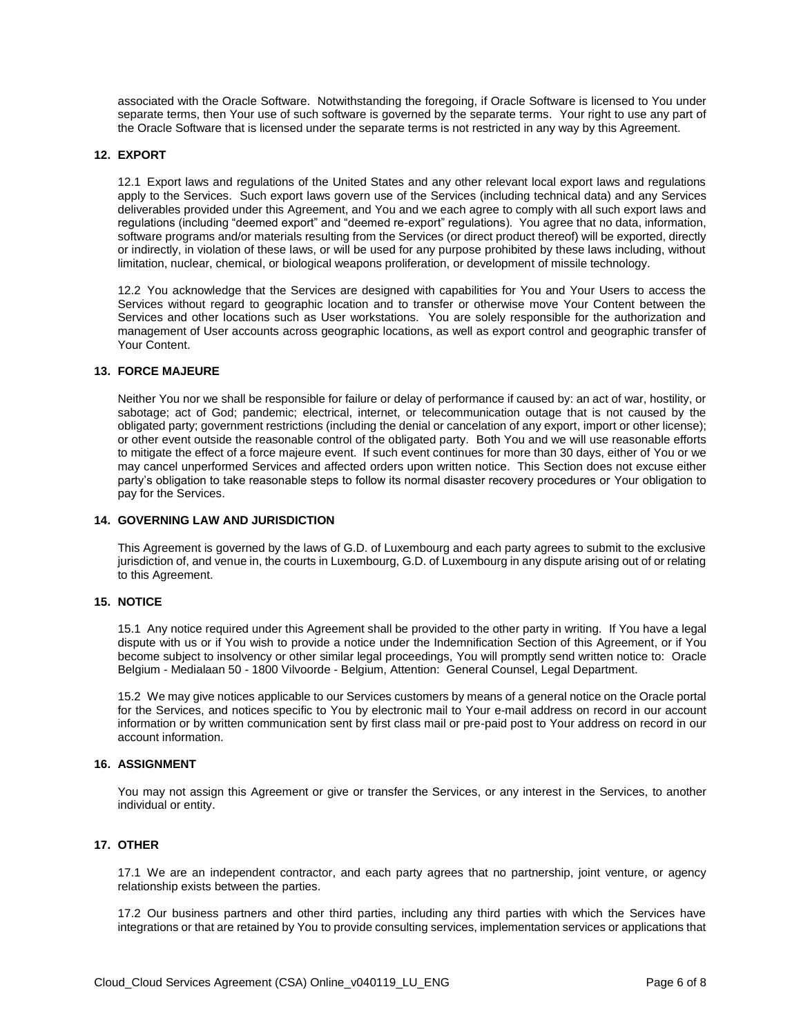associated with the Oracle Software. Notwithstanding the foregoing, if Oracle Software is licensed to You under separate terms, then Your use of such software is governed by the separate terms. Your right to use any part of the Oracle Software that is licensed under the separate terms is not restricted in any way by this Agreement.

## 12. EXPORT

12.1 Export laws and regulations of the United States and any other relevant local export laws and regulations apply to the Services. Such export laws govern use of the Services (including technical data) and any Services deliverables provided under this Agreement, and You and we each agree to comply with all such export laws and regulations (including "deemed export" and "deemed re-export" regulations). You agree that no data, information, software programs and/or materials resulting from the Services (or direct product thereof) will be exported, directly or indirectly, in violation of these laws, or will be used for any purpose prohibited by these laws including, without limitation, nuclear, chemical, or biological weapons proliferation, or development of missile technology.

12.2 You acknowledge that the Services are designed with capabilities for You and Your Users to access the Services without regard to geographic location and to transfer or otherwise move Your Content between the Services and other locations such as User workstations. You are solely responsible for the authorization and management of User accounts across geographic locations, as well as export control and geographic transfer of Your Content.

## 13. FORCE MAJEURE

Neither You nor we shall be responsible for failure or delay of performance if caused by: an act of war, hostility, or sabotage; act of God; pandemic; electrical, internet, or telecommunication outage that is not caused by the obligated party; government restrictions (including the denial or cancelation of any export, import or other license); or other event outside the reasonable control of the obligated party. Both You and we will use reasonable efforts to mitigate the effect of a force majeure event. If such event continues for more than 30 days, either of You or we may cancel unperformed Services and affected orders upon written notice. This Section does not excuse either party's obligation to take reasonable steps to follow its normal disaster recovery procedures or Your obligation to pay for the Services.

## 14. GOVERNING LAW AND JURISDICTION

This Agreement is governed by the laws of G.D. of Luxembourg and each party agrees to submit to the exclusive jurisdiction of, and venue in, the courts in Luxembourg, G.D. of Luxembourg in any dispute arising out of or relating to this Agreement.

## 15. NOTICE

15.1 Any notice required under this Agreement shall be provided to the other party in writing. If You have a legal dispute with us or if You wish to provide a notice under the Indemnification Section of this Agreement, or if You become subject to insolvency or other similar legal proceedings, You will promptly send written notice to: Oracle Belgium - Medialaan 50 - 1800 Vilvoorde - Belgium, Attention: General Counsel, Legal Department.

15.2 We may give notices applicable to our Services customers by means of a general notice on the Oracle portal for the Services, and notices specific to You by electronic mail to Your e-mail address on record in our account information or by written communication sent by first class mail or pre-paid post to Your address on record in our account information.

## 16. ASSIGNMENT

You may not assign this Agreement or give or transfer the Services, or any interest in the Services, to another individual or entity.

## 17. OTHER

17.1 We are an independent contractor, and each party agrees that no partnership, joint venture, or agency relationship exists between the parties.

17.2 Our business partners and other third parties, including any third parties with which the Services have integrations or that are retained by You to provide consulting services, implementation services or applications that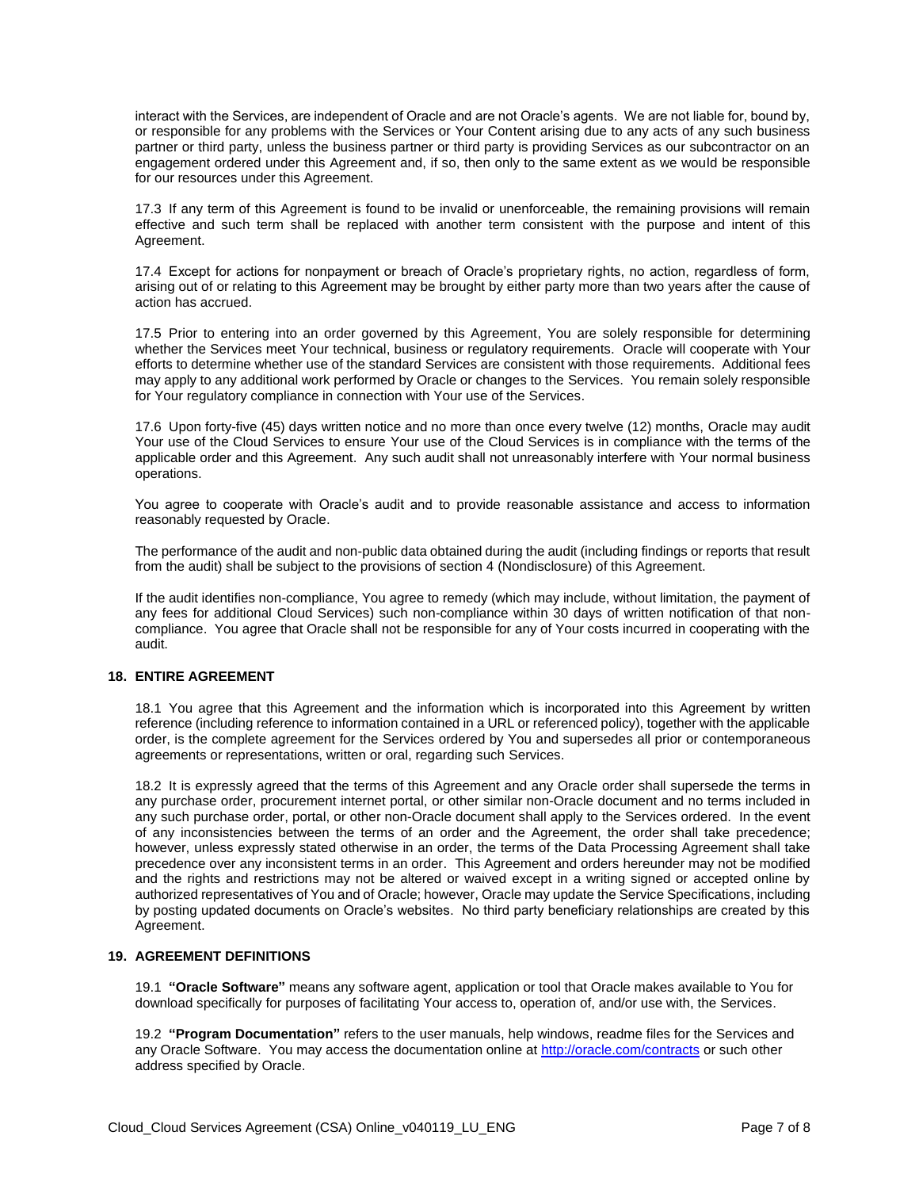interact with the Services, are independent of Oracle and are not Oracle's agents. We are not liable for, bound by, or responsible for any problems with the Services or Your Content arising due to any acts of any such business partner or third party, unless the business partner or third party is providing Services as our subcontractor on an engagement ordered under this Agreement and, if so, then only to the same extent as we would be responsible for our resources under this Agreement.

17.3 If any term of this Agreement is found to be invalid or unenforceable, the remaining provisions will remain effective and such term shall be replaced with another term consistent with the purpose and intent of this Agreement.

17.4 Except for actions for nonpayment or breach of Oracle's proprietary rights, no action, regardless of form, arising out of or relating to this Agreement may be brought by either party more than two years after the cause of action has accrued.

17.5 Prior to entering into an order governed by this Agreement, You are solely responsible for determining whether the Services meet Your technical, business or regulatory requirements. Oracle will cooperate with Your efforts to determine whether use of the standard Services are consistent with those requirements. Additional fees may apply to any additional work performed by Oracle or changes to the Services. You remain solely responsible for Your regulatory compliance in connection with Your use of the Services.

17.6 Upon forty-five (45) days written notice and no more than once every twelve (12) months, Oracle may audit Your use of the Cloud Services to ensure Your use of the Cloud Services is in compliance with the terms of the applicable order and this Agreement. Any such audit shall not unreasonably interfere with Your normal business operations.

You agree to cooperate with Oracle's audit and to provide reasonable assistance and access to information reasonably requested by Oracle.

The performance of the audit and non-public data obtained during the audit (including findings or reports that result from the audit) shall be subject to the provisions of section 4 (Nondisclosure) of this Agreement.

If the audit identifies non-compliance, You agree to remedy (which may include, without limitation, the payment of any fees for additional Cloud Services) such non-compliance within 30 days of written notification of that non-compliance. You agree that Oracle shall not be responsible for any of Your costs incurred in cooperating with the audit.

## 18. ENTIRE AGREEMENT

18.1 You agree that this Agreement and the information which is incorporated into this Agreement by written reference (including reference to information contained in a URL or referenced policy), together with the applicable order, is the complete agreement for the Services ordered by You and supersedes all prior or contemporaneous agreements or representations, written or oral, regarding such Services.

18.2 It is expressly agreed that the terms of this Agreement and any Oracle order shall supersede the terms in any purchase order, procurement internet portal, or other similar non-Oracle document and no terms included in any such purchase order, portal, or other non-Oracle document shall apply to the Services ordered. In the event of any inconsistencies between the terms of an order and the Agreement, the order shall take precedence; however, unless expressly stated otherwise in an order, the terms of the Data Processing Agreement shall take precedence over any inconsistent terms in an order. This Agreement and orders hereunder may not be modified and the rights and restrictions may not be altered or waived except in a writing signed or accepted online by authorized representatives of You and of Oracle; however, Oracle may update the Service Specifications, including by posting updated documents on Oracle's websites. No third party beneficiary relationships are created by this Agreement.

## 19. AGREEMENT DEFINITIONS

19.1 **"Oracle Software"** means any software agent, application or tool that Oracle makes available to You for download specifically for purposes of facilitating Your access to, operation of, and/or use with, the Services.

19.2 **"Program Documentation"** refers to the user manuals, help windows, readme files for the Services and any Oracle Software. You may access the documentation online at [http://oracle.com/contracts](http://oracle.com/contracts) or such other address specified by Oracle.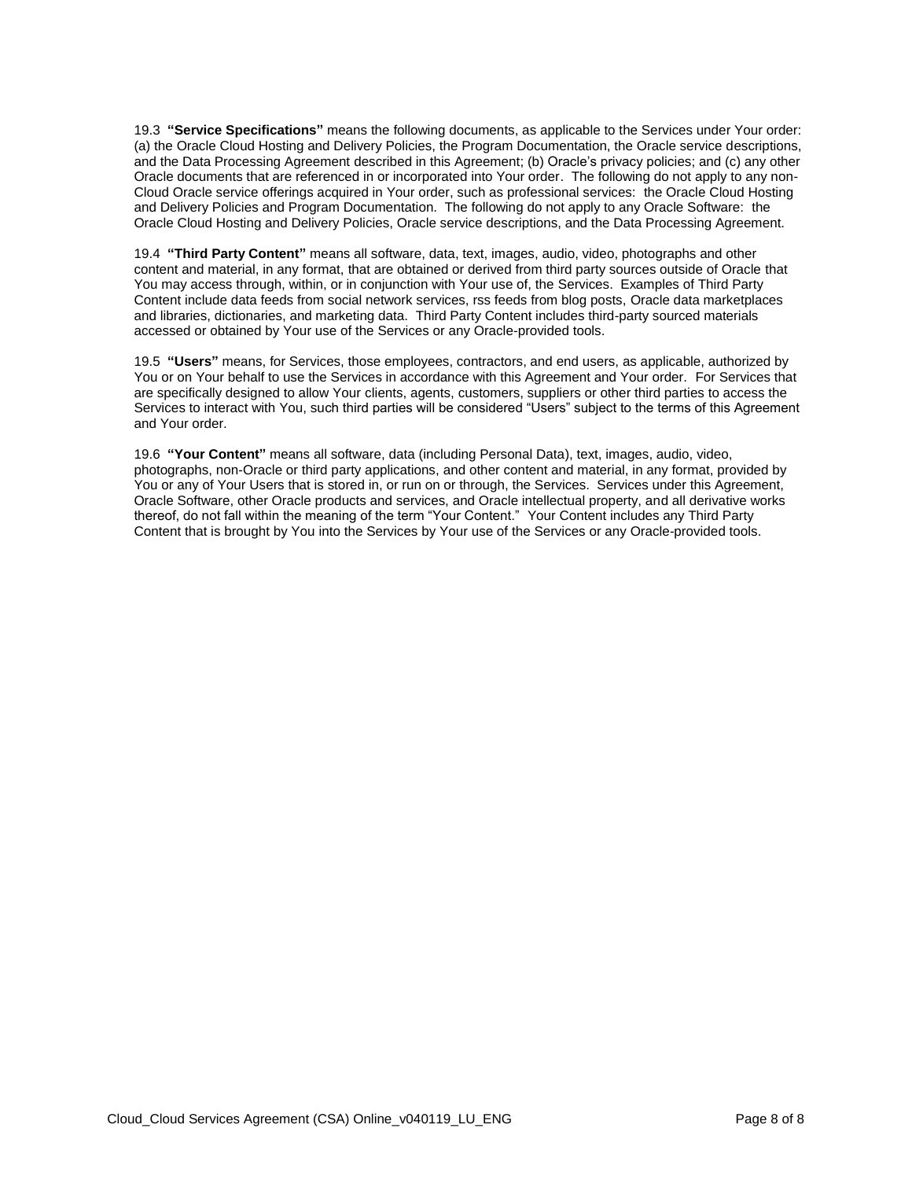19.3 **"Service Specifications"** means the following documents, as applicable to the Services under Your order: (a) the Oracle Cloud Hosting and Delivery Policies, the Program Documentation, the Oracle service descriptions, and the Data Processing Agreement described in this Agreement; (b) Oracle's privacy policies; and (c) any other Oracle documents that are referenced in or incorporated into Your order. The following do not apply to any non-Cloud Oracle service offerings acquired in Your order, such as professional services: the Oracle Cloud Hosting and Delivery Policies and Program Documentation. The following do not apply to any Oracle Software: the Oracle Cloud Hosting and Delivery Policies, Oracle service descriptions, and the Data Processing Agreement.

19.4 **"Third Party Content"** means all software, data, text, images, audio, video, photographs and other content and material, in any format, that are obtained or derived from third party sources outside of Oracle that You may access through, within, or in conjunction with Your use of, the Services. Examples of Third Party Content include data feeds from social network services, rss feeds from blog posts, Oracle data marketplaces and libraries, dictionaries, and marketing data. Third Party Content includes third-party sourced materials accessed or obtained by Your use of the Services or any Oracle-provided tools.

19.5 **"Users"** means, for Services, those employees, contractors, and end users, as applicable, authorized by You or on Your behalf to use the Services in accordance with this Agreement and Your order. For Services that are specifically designed to allow Your clients, agents, customers, suppliers or other third parties to access the Services to interact with You, such third parties will be considered "Users" subject to the terms of this Agreement and Your order.

19.6 **"Your Content"** means all software, data (including Personal Data), text, images, audio, video, photographs, non-Oracle or third party applications, and other content and material, in any format, provided by You or any of Your Users that is stored in, or run on or through, the Services. Services under this Agreement, Oracle Software, other Oracle products and services, and Oracle intellectual property, and all derivative works thereof, do not fall within the meaning of the term "Your Content." Your Content includes any Third Party Content that is brought by You into the Services by Your use of the Services or any Oracle-provided tools.